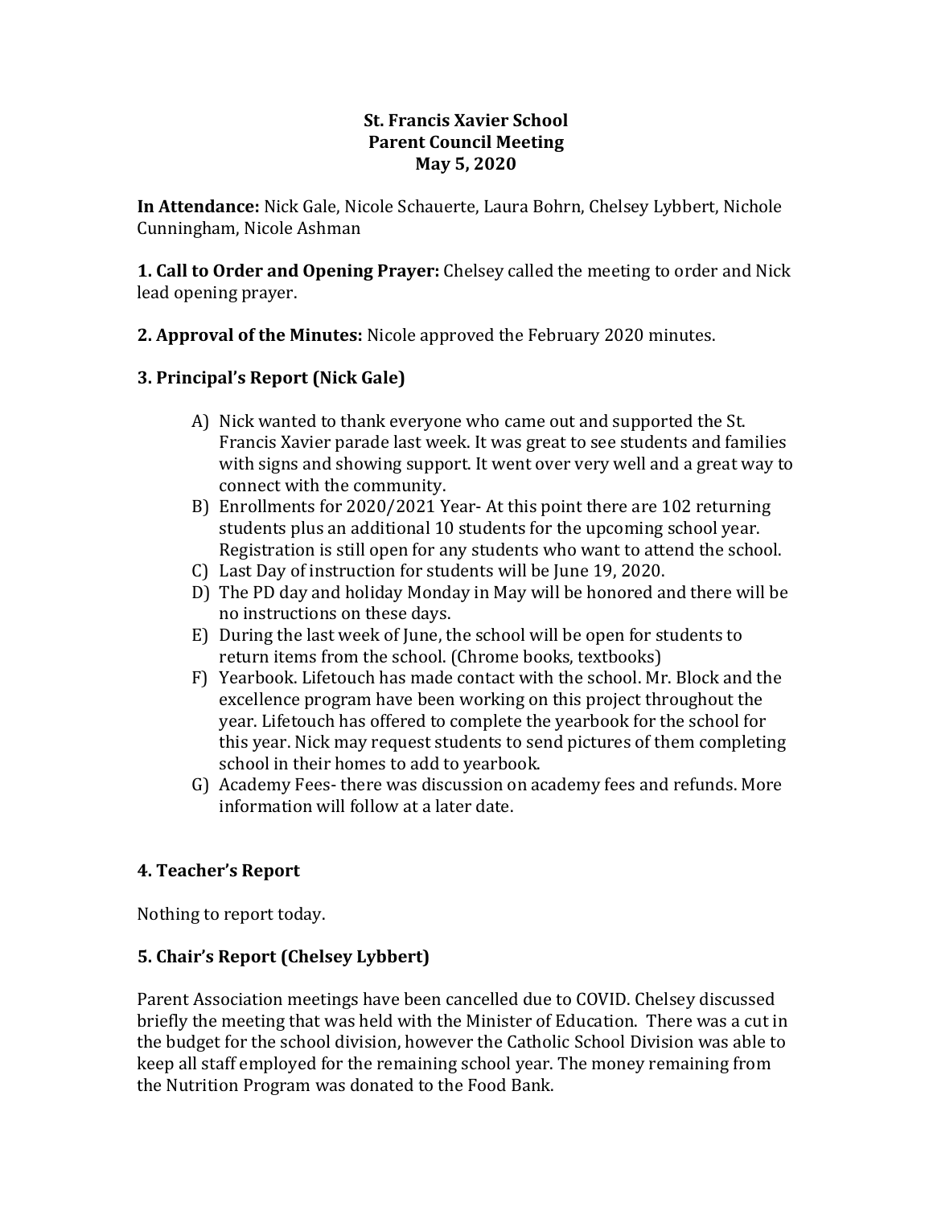**St. Francis Xavier School**
**Parent Council Meeting**
**May 5, 2020**

**In Attendance:** Nick Gale, Nicole Schauerte, Laura Bohrn, Chelsey Lybbert, Nichole Cunningham, Nicole Ashman

**1. Call to Order and Opening Prayer:** Chelsey called the meeting to order and Nick lead opening prayer.

**2. Approval of the Minutes:** Nicole approved the February 2020 minutes.

### 3. Principal's Report (Nick Gale)

A) Nick wanted to thank everyone who came out and supported the St. Francis Xavier parade last week. It was great to see students and families with signs and showing support. It went over very well and a great way to connect with the community.
B) Enrollments for 2020/2021 Year- At this point there are 102 returning students plus an additional 10 students for the upcoming school year. Registration is still open for any students who want to attend the school.
C) Last Day of instruction for students will be June 19, 2020.
D) The PD day and holiday Monday in May will be honored and there will be no instructions on these days.
E) During the last week of June, the school will be open for students to return items from the school. (Chrome books, textbooks)
F) Yearbook. Lifetouch has made contact with the school. Mr. Block and the excellence program have been working on this project throughout the year. Lifetouch has offered to complete the yearbook for the school for this year. Nick may request students to send pictures of them completing school in their homes to add to yearbook.
G) Academy Fees- there was discussion on academy fees and refunds. More information will follow at a later date.

### 4. Teacher's Report

Nothing to report today.

### 5. Chair's Report (Chelsey Lybbert)

Parent Association meetings have been cancelled due to COVID. Chelsey discussed briefly the meeting that was held with the Minister of Education. There was a cut in the budget for the school division, however the Catholic School Division was able to keep all staff employed for the remaining school year. The money remaining from the Nutrition Program was donated to the Food Bank.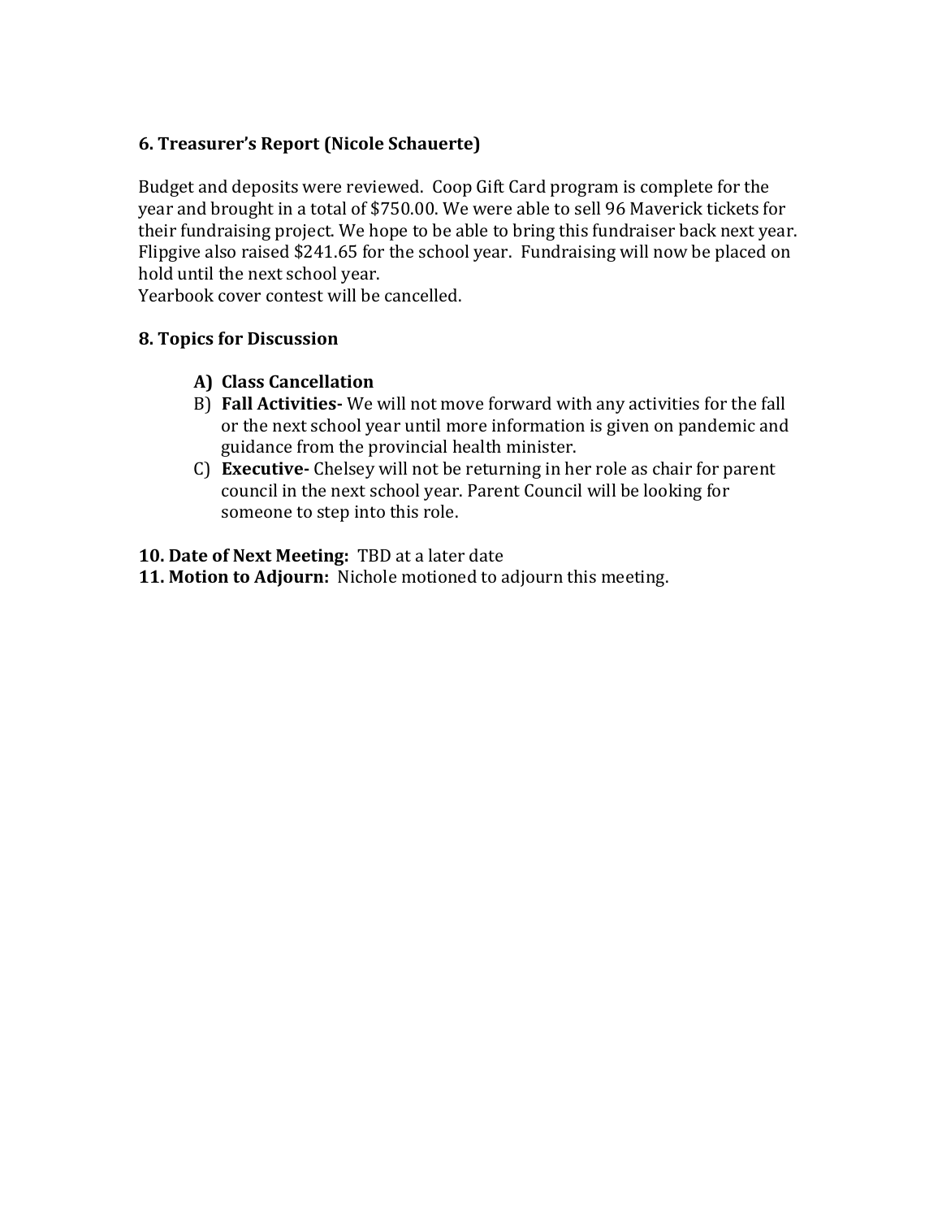**6. Treasurer's Report (Nicole Schauerte)**

Budget and deposits were reviewed. Coop Gift Card program is complete for the year and brought in a total of $750.00. We were able to sell 96 Maverick tickets for their fundraising project. We hope to be able to bring this fundraiser back next year. Flipgive also raised $241.65 for the school year. Fundraising will now be placed on hold until the next school year.
Yearbook cover contest will be cancelled.

**8. Topics for Discussion**

- **A) Class Cancellation**
- B) **Fall Activities-** We will not move forward with any activities for the fall or the next school year until more information is given on pandemic and guidance from the provincial health minister.
- C) **Executive-** Chelsey will not be returning in her role as chair for parent council in the next school year. Parent Council will be looking for someone to step into this role.

**10. Date of Next Meeting:** TBD at a later date
**11. Motion to Adjourn:** Nichole motioned to adjourn this meeting.